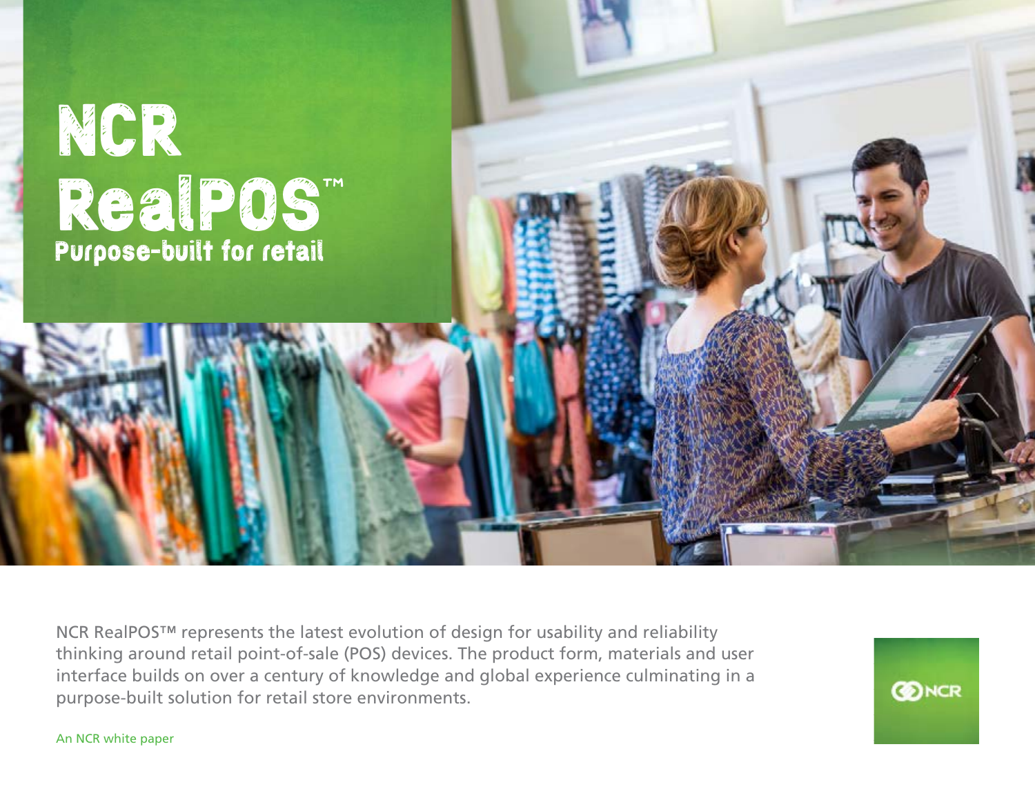# NCR RealPOS™

## Purpose-built for retail

NCR RealPOS™ represents the latest evolution of design for usability and reliability thinking around retail point-of-sale (POS) devices. The product form, materials and user interface builds on over a century of knowledge and global experience culminating in a purpose-built solution for retail store environments.

An NCR white paper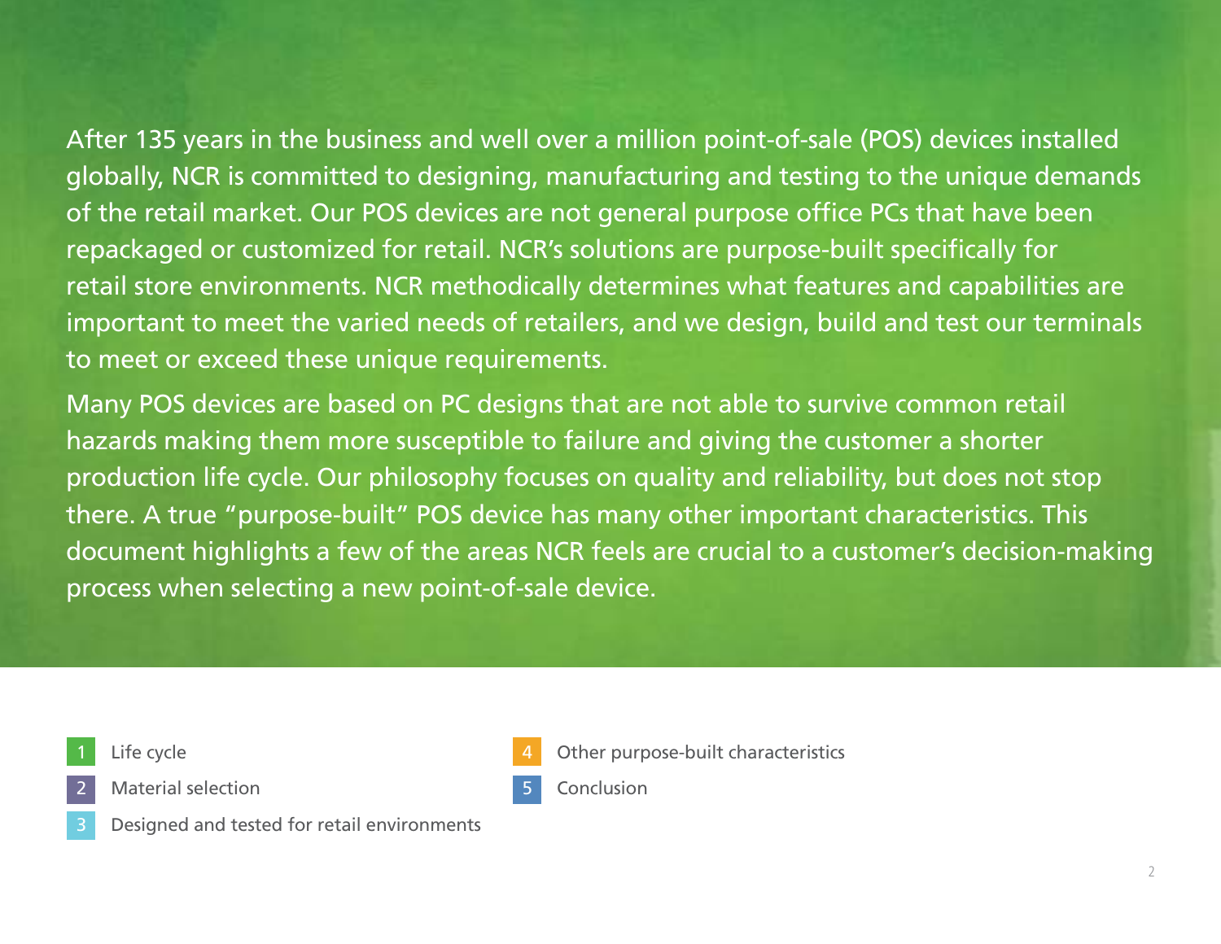After 135 years in the business and well over a million point-of-sale (POS) devices installed globally, NCR is committed to designing, manufacturing and testing to the unique demands of the retail market. Our POS devices are not general purpose office PCs that have been repackaged or customized for retail. NCR's solutions are purpose-built specifically for retail store environments. NCR methodically determines what features and capabilities are important to meet the varied needs of retailers, and we design, build and test our terminals to meet or exceed these unique requirements.

Many POS devices are based on PC designs that are not able to survive common retail hazards making them more susceptible to failure and giving the customer a shorter production life cycle. Our philosophy focuses on quality and reliability, but does not stop there. A true "purpose-built" POS device has many other important characteristics. This document highlights a few of the areas NCR feels are crucial to a customer's decision-making process when selecting a new point-of-sale device.

1. Life cycle
2. Material selection
3. Designed and tested for retail environments
4. Other purpose-built characteristics
5. Conclusion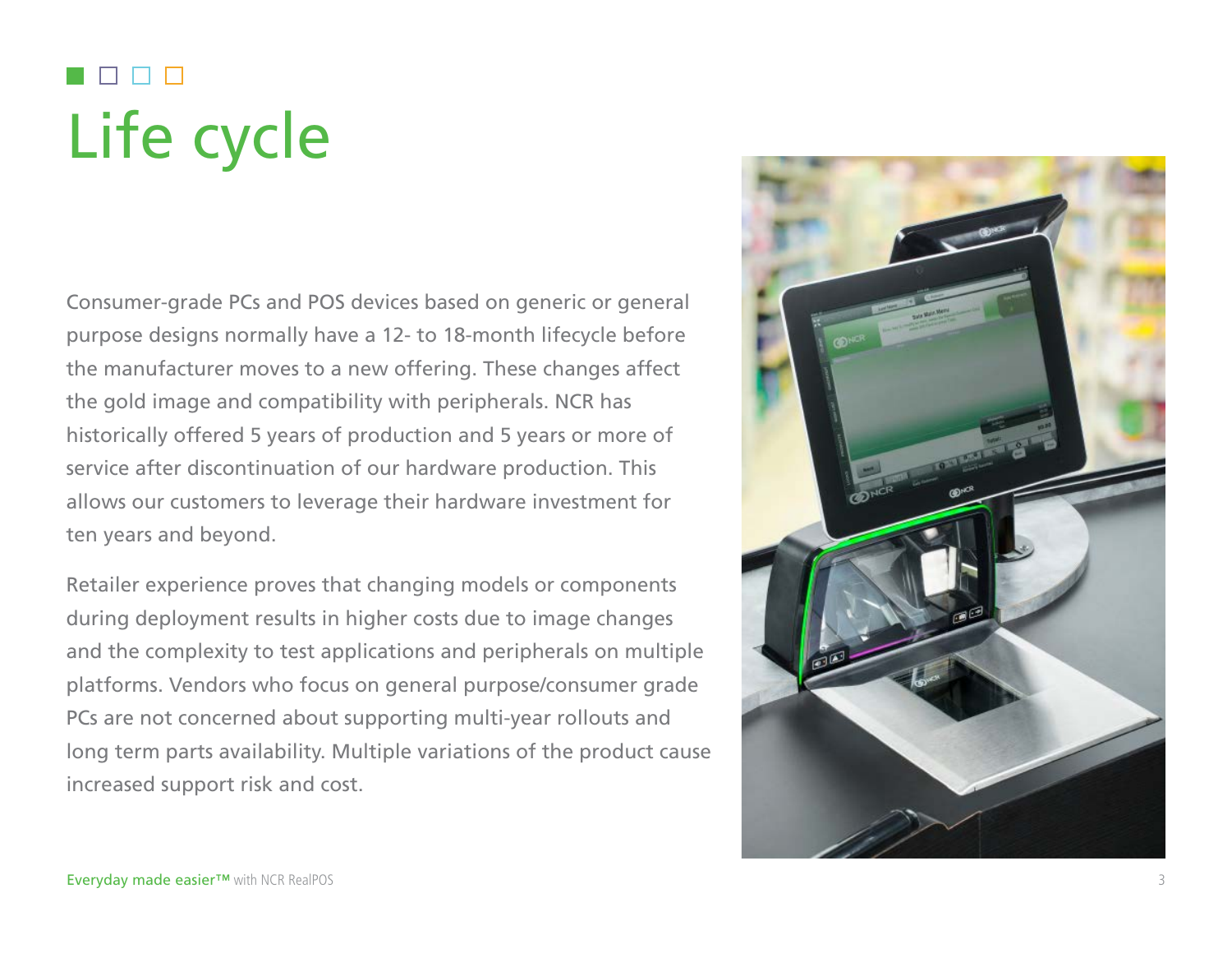# Life cycle

Consumer-grade PCs and POS devices based on generic or general purpose designs normally have a 12- to 18-month lifecycle before the manufacturer moves to a new offering. These changes affect the gold image and compatibility with peripherals. NCR has historically offered 5 years of production and 5 years or more of service after discontinuation of our hardware production. This allows our customers to leverage their hardware investment for ten years and beyond.

Retailer experience proves that changing models or components during deployment results in higher costs due to image changes and the complexity to test applications and peripherals on multiple platforms. Vendors who focus on general purpose/consumer grade PCs are not concerned about supporting multi-year rollouts and long term parts availability. Multiple variations of the product cause increased support risk and cost.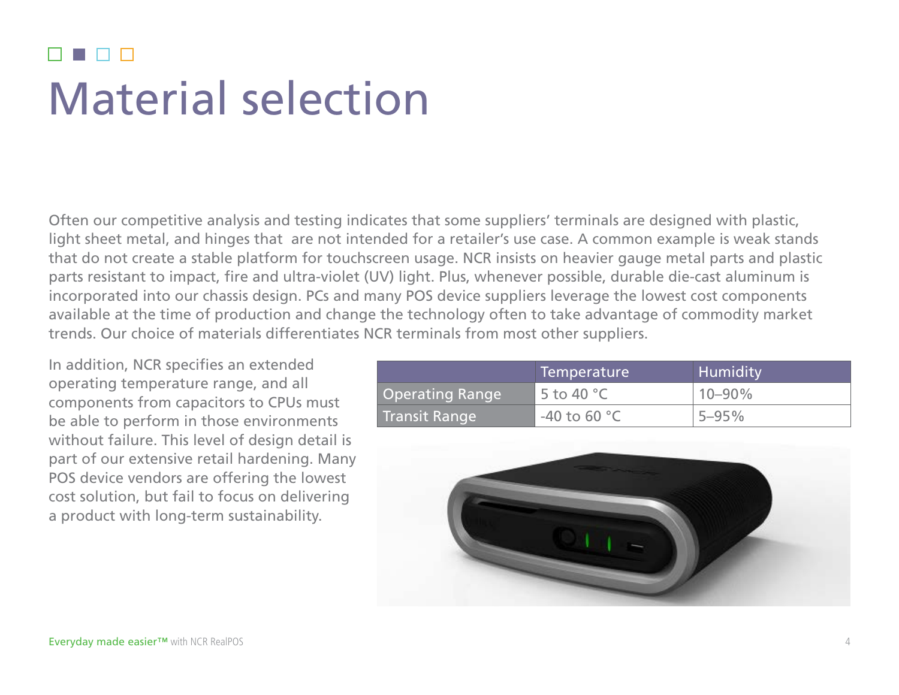# Material selection

Often our competitive analysis and testing indicates that some suppliers' terminals are designed with plastic, light sheet metal, and hinges that are not intended for a retailer's use case. A common example is weak stands that do not create a stable platform for touchscreen usage. NCR insists on heavier gauge metal parts and plastic parts resistant to impact, fire and ultra-violet (UV) light. Plus, whenever possible, durable die-cast aluminum is incorporated into our chassis design. PCs and many POS device suppliers leverage the lowest cost components available at the time of production and change the technology often to take advantage of commodity market trends. Our choice of materials differentiates NCR terminals from most other suppliers.

In addition, NCR specifies an extended operating temperature range, and all components from capacitors to CPUs must be able to perform in those environments without failure. This level of design detail is part of our extensive retail hardening. Many POS device vendors are offering the lowest cost solution, but fail to focus on delivering a product with long-term sustainability.

| | Temperature | Humidity |
|---|---|---|
| Operating Range | 5 to 40 °C | 10–90% |
| Transit Range | -40 to 60 °C | 5–95% |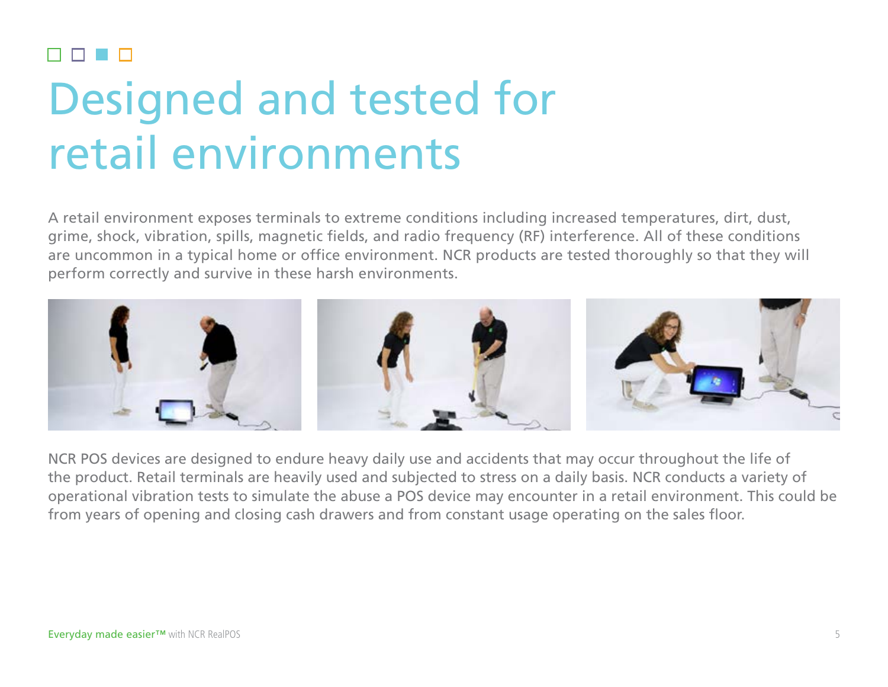# Designed and tested for retail environments

A retail environment exposes terminals to extreme conditions including increased temperatures, dirt, dust, grime, shock, vibration, spills, magnetic fields, and radio frequency (RF) interference. All of these conditions are uncommon in a typical home or office environment. NCR products are tested thoroughly so that they will perform correctly and survive in these harsh environments.

NCR POS devices are designed to endure heavy daily use and accidents that may occur throughout the life of the product. Retail terminals are heavily used and subjected to stress on a daily basis. NCR conducts a variety of operational vibration tests to simulate the abuse a POS device may encounter in a retail environment. This could be from years of opening and closing cash drawers and from constant usage operating on the sales floor.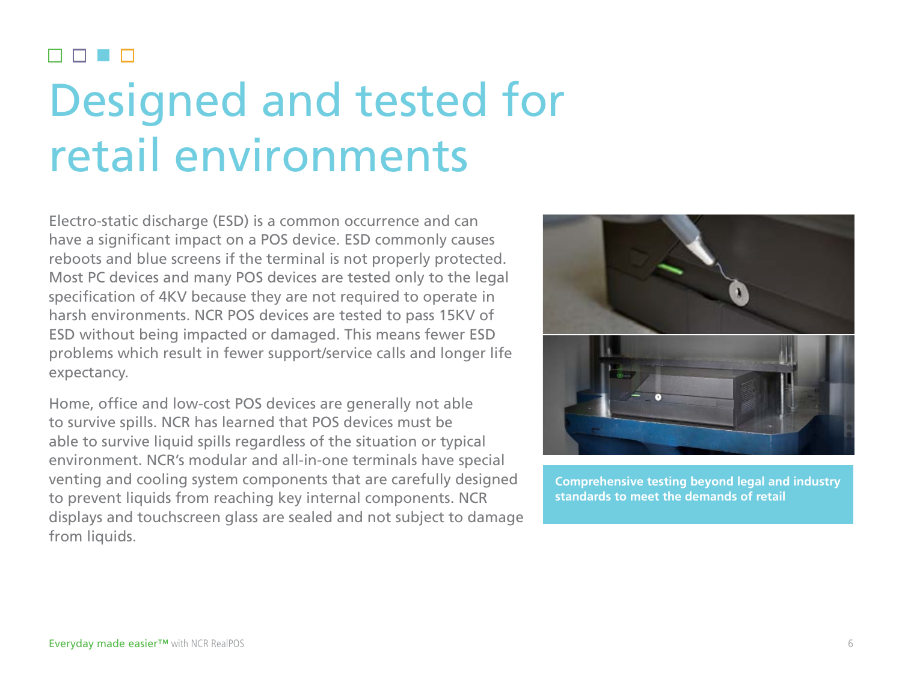# Designed and tested for retail environments

Electro-static discharge (ESD) is a common occurrence and can have a significant impact on a POS device. ESD commonly causes reboots and blue screens if the terminal is not properly protected. Most PC devices and many POS devices are tested only to the legal specification of 4KV because they are not required to operate in harsh environments. NCR POS devices are tested to pass 15KV of ESD without being impacted or damaged. This means fewer ESD problems which result in fewer support/service calls and longer life expectancy.

Home, office and low-cost POS devices are generally not able to survive spills. NCR has learned that POS devices must be able to survive liquid spills regardless of the situation or typical environment. NCR's modular and all-in-one terminals have special venting and cooling system components that are carefully designed to prevent liquids from reaching key internal components. NCR displays and touchscreen glass are sealed and not subject to damage from liquids.

**Comprehensive testing beyond legal and industry standards to meet the demands of retail**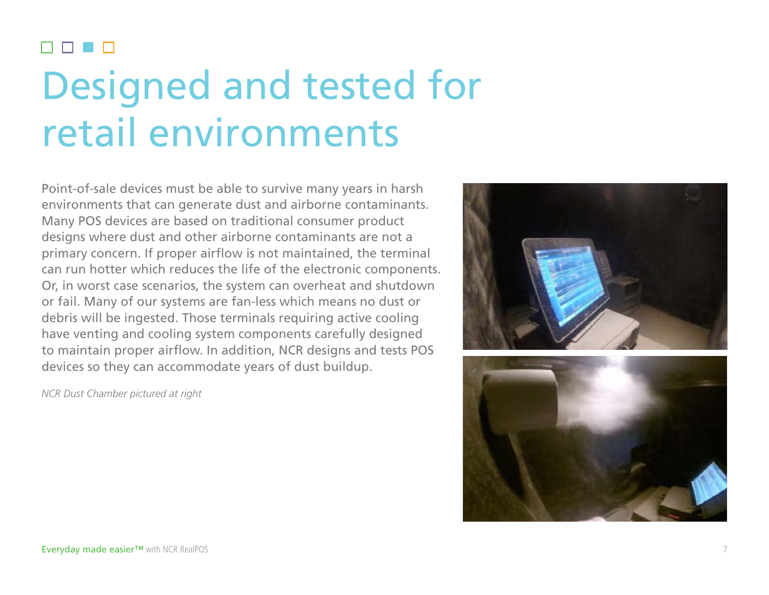# Designed and tested for retail environments

Point-of-sale devices must be able to survive many years in harsh environments that can generate dust and airborne contaminants. Many POS devices are based on traditional consumer product designs where dust and other airborne contaminants are not a primary concern. If proper airflow is not maintained, the terminal can run hotter which reduces the life of the electronic components. Or, in worst case scenarios, the system can overheat and shutdown or fail. Many of our systems are fan-less which means no dust or debris will be ingested. Those terminals requiring active cooling have venting and cooling system components carefully designed to maintain proper airflow. In addition, NCR designs and tests POS devices so they can accommodate years of dust buildup.

*NCR Dust Chamber pictured at right*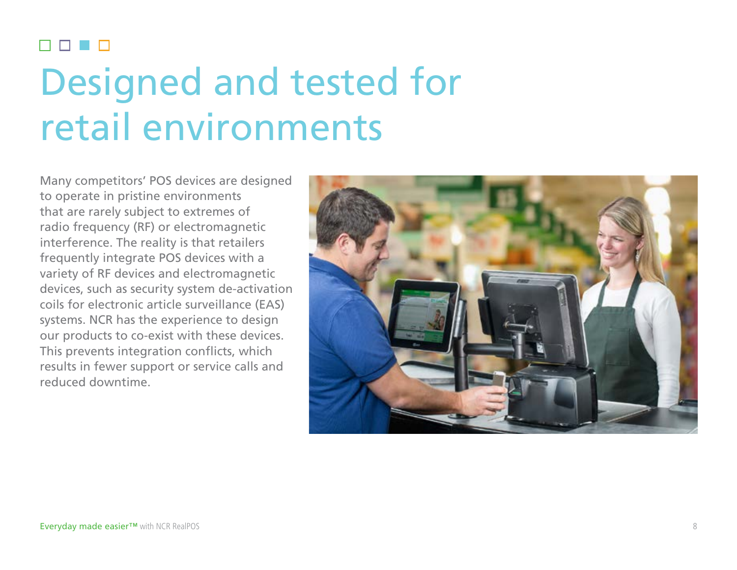# Designed and tested for retail environments

Many competitors' POS devices are designed to operate in pristine environments that are rarely subject to extremes of radio frequency (RF) or electromagnetic interference. The reality is that retailers frequently integrate POS devices with a variety of RF devices and electromagnetic devices, such as security system de-activation coils for electronic article surveillance (EAS) systems. NCR has the experience to design our products to co-exist with these devices. This prevents integration conflicts, which results in fewer support or service calls and reduced downtime.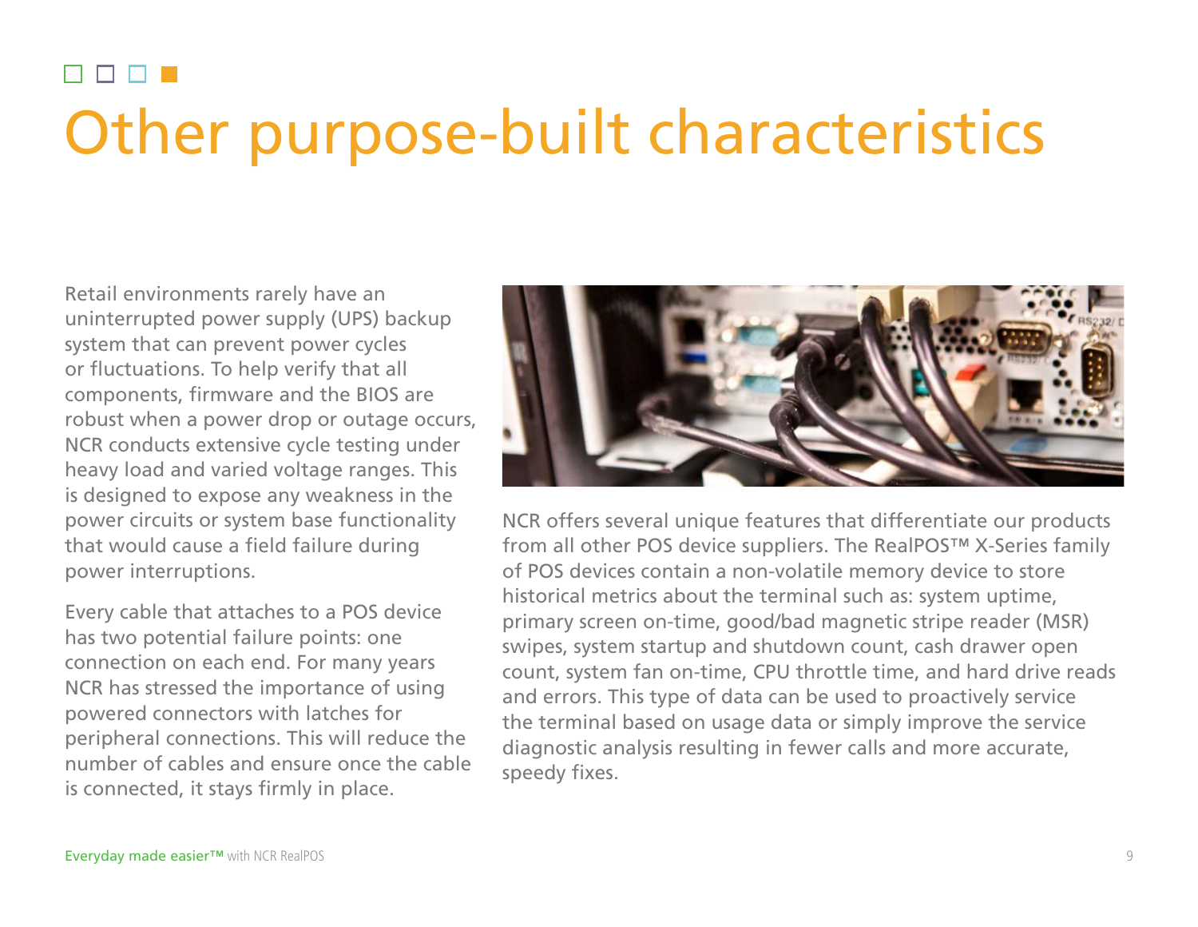# Other purpose-built characteristics

Retail environments rarely have an uninterrupted power supply (UPS) backup system that can prevent power cycles or fluctuations. To help verify that all components, firmware and the BIOS are robust when a power drop or outage occurs, NCR conducts extensive cycle testing under heavy load and varied voltage ranges. This is designed to expose any weakness in the power circuits or system base functionality that would cause a field failure during power interruptions.

Every cable that attaches to a POS device has two potential failure points: one connection on each end. For many years NCR has stressed the importance of using powered connectors with latches for peripheral connections. This will reduce the number of cables and ensure once the cable is connected, it stays firmly in place.

NCR offers several unique features that differentiate our products from all other POS device suppliers. The RealPOS™ X-Series family of POS devices contain a non-volatile memory device to store historical metrics about the terminal such as: system uptime, primary screen on-time, good/bad magnetic stripe reader (MSR) swipes, system startup and shutdown count, cash drawer open count, system fan on-time, CPU throttle time, and hard drive reads and errors. This type of data can be used to proactively service the terminal based on usage data or simply improve the service diagnostic analysis resulting in fewer calls and more accurate, speedy fixes.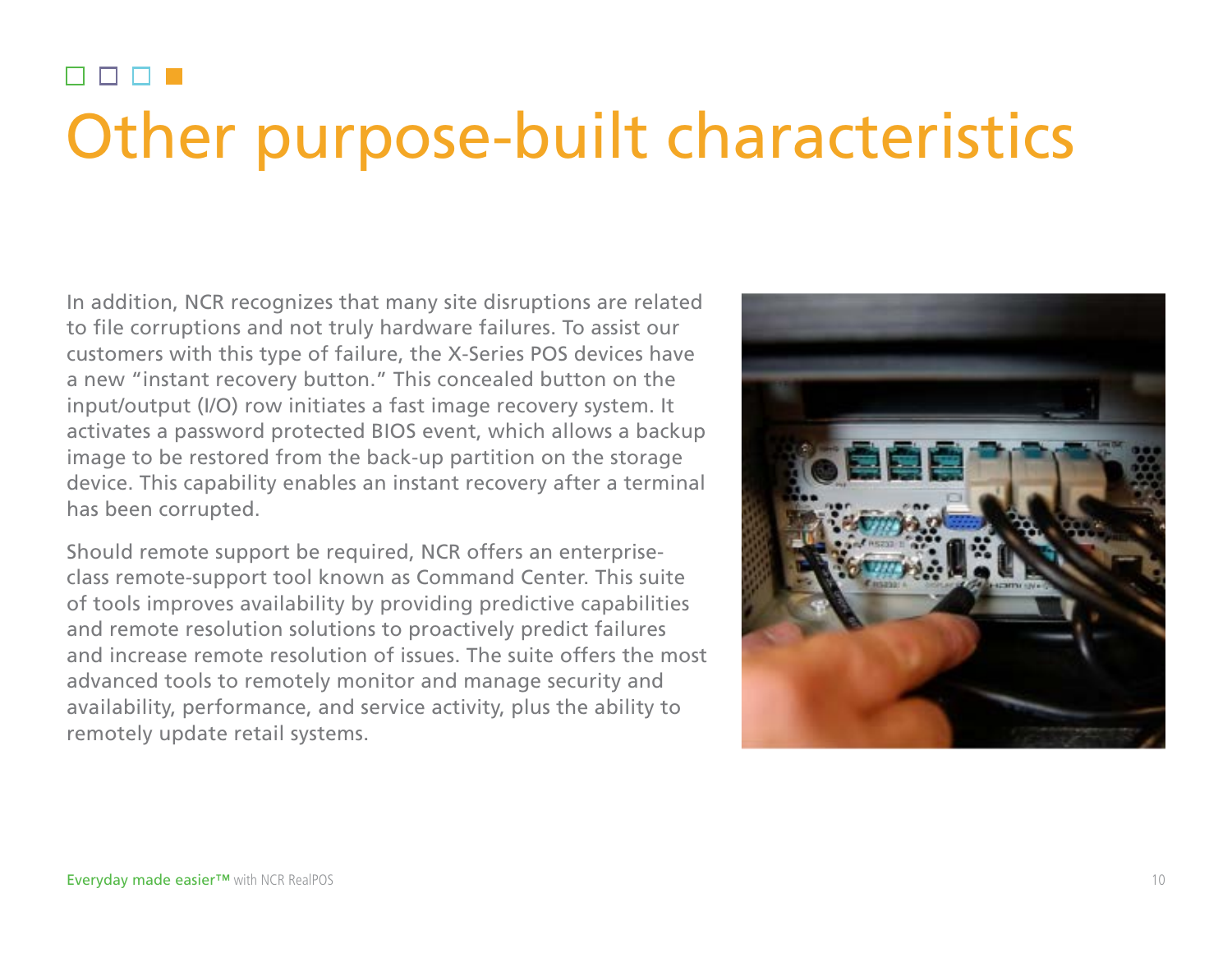# Other purpose-built characteristics

In addition, NCR recognizes that many site disruptions are related to file corruptions and not truly hardware failures. To assist our customers with this type of failure, the X-Series POS devices have a new "instant recovery button." This concealed button on the input/output (I/O) row initiates a fast image recovery system. It activates a password protected BIOS event, which allows a backup image to be restored from the back-up partition on the storage device. This capability enables an instant recovery after a terminal has been corrupted.

Should remote support be required, NCR offers an enterprise-class remote-support tool known as Command Center. This suite of tools improves availability by providing predictive capabilities and remote resolution solutions to proactively predict failures and increase remote resolution of issues. The suite offers the most advanced tools to remotely monitor and manage security and availability, performance, and service activity, plus the ability to remotely update retail systems.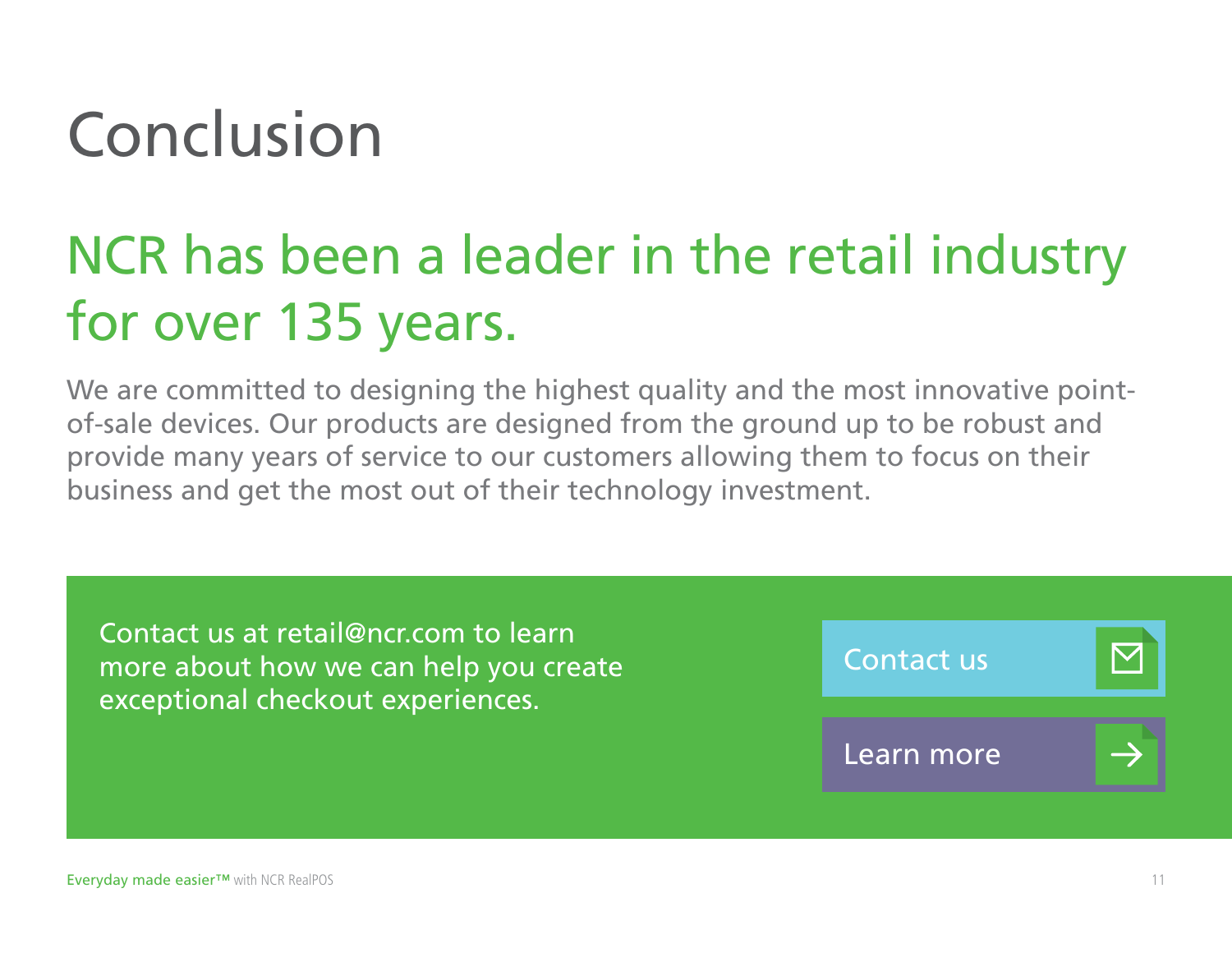# Conclusion

## NCR has been a leader in the retail industry for over 135 years.

We are committed to designing the highest quality and the most innovative point-of-sale devices. Our products are designed from the ground up to be robust and provide many years of service to our customers allowing them to focus on their business and get the most out of their technology investment.

Contact us at retail@ncr.com to learn more about how we can help you create exceptional checkout experiences.

Contact us

Learn more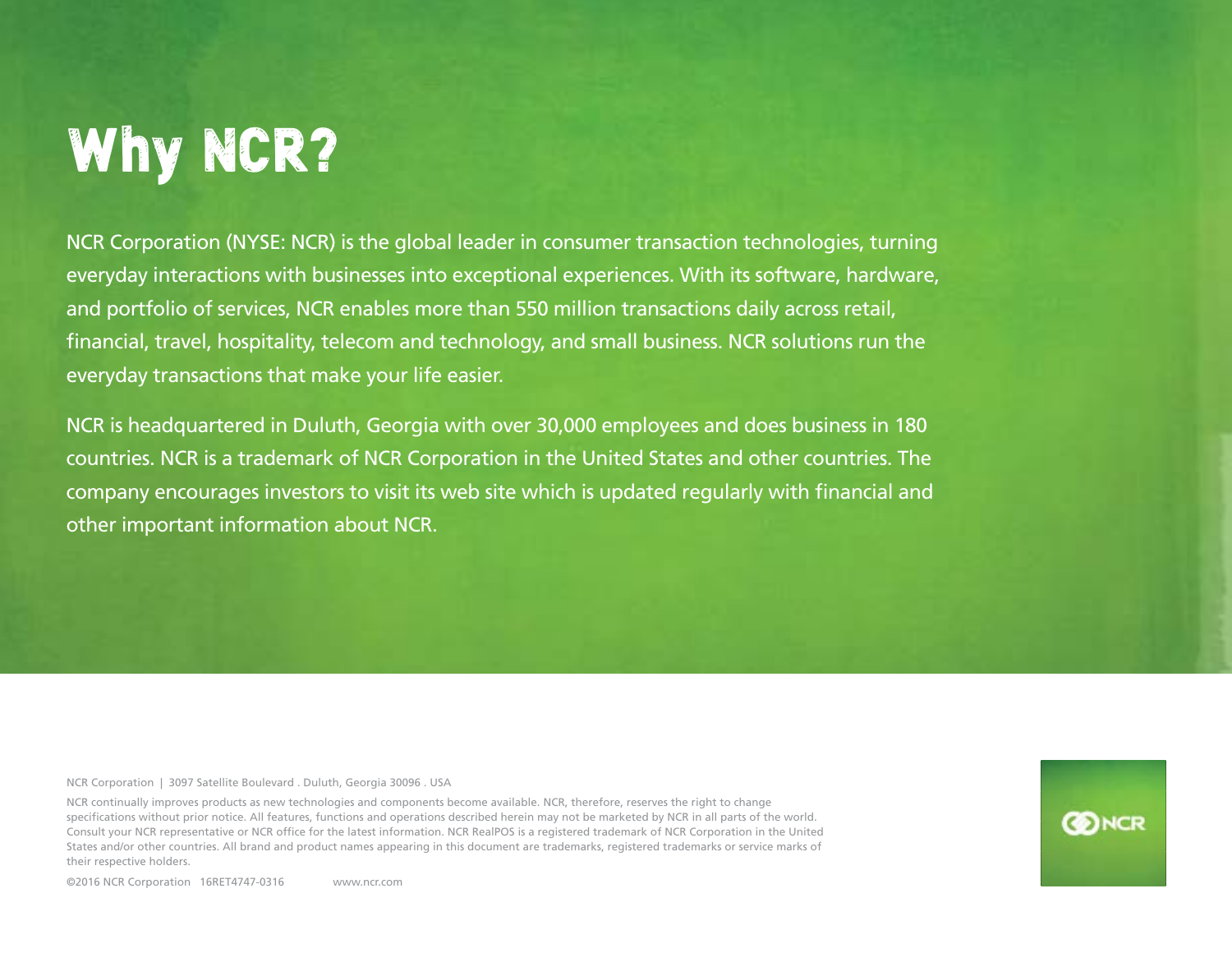# Why NCR?

NCR Corporation (NYSE: NCR) is the global leader in consumer transaction technologies, turning everyday interactions with businesses into exceptional experiences. With its software, hardware, and portfolio of services, NCR enables more than 550 million transactions daily across retail, financial, travel, hospitality, telecom and technology, and small business. NCR solutions run the everyday transactions that make your life easier.

NCR is headquartered in Duluth, Georgia with over 30,000 employees and does business in 180 countries. NCR is a trademark of NCR Corporation in the United States and other countries. The company encourages investors to visit its web site which is updated regularly with financial and other important information about NCR.

NCR Corporation | 3097 Satellite Boulevard . Duluth, Georgia 30096 . USA

NCR continually improves products as new technologies and components become available. NCR, therefore, reserves the right to change specifications without prior notice. All features, functions and operations described herein may not be marketed by NCR in all parts of the world. Consult your NCR representative or NCR office for the latest information. NCR RealPOS is a registered trademark of NCR Corporation in the United States and/or other countries. All brand and product names appearing in this document are trademarks, registered trademarks or service marks of their respective holders.

©2016 NCR Corporation 16RET4747-0316 www.ncr.com

NCR